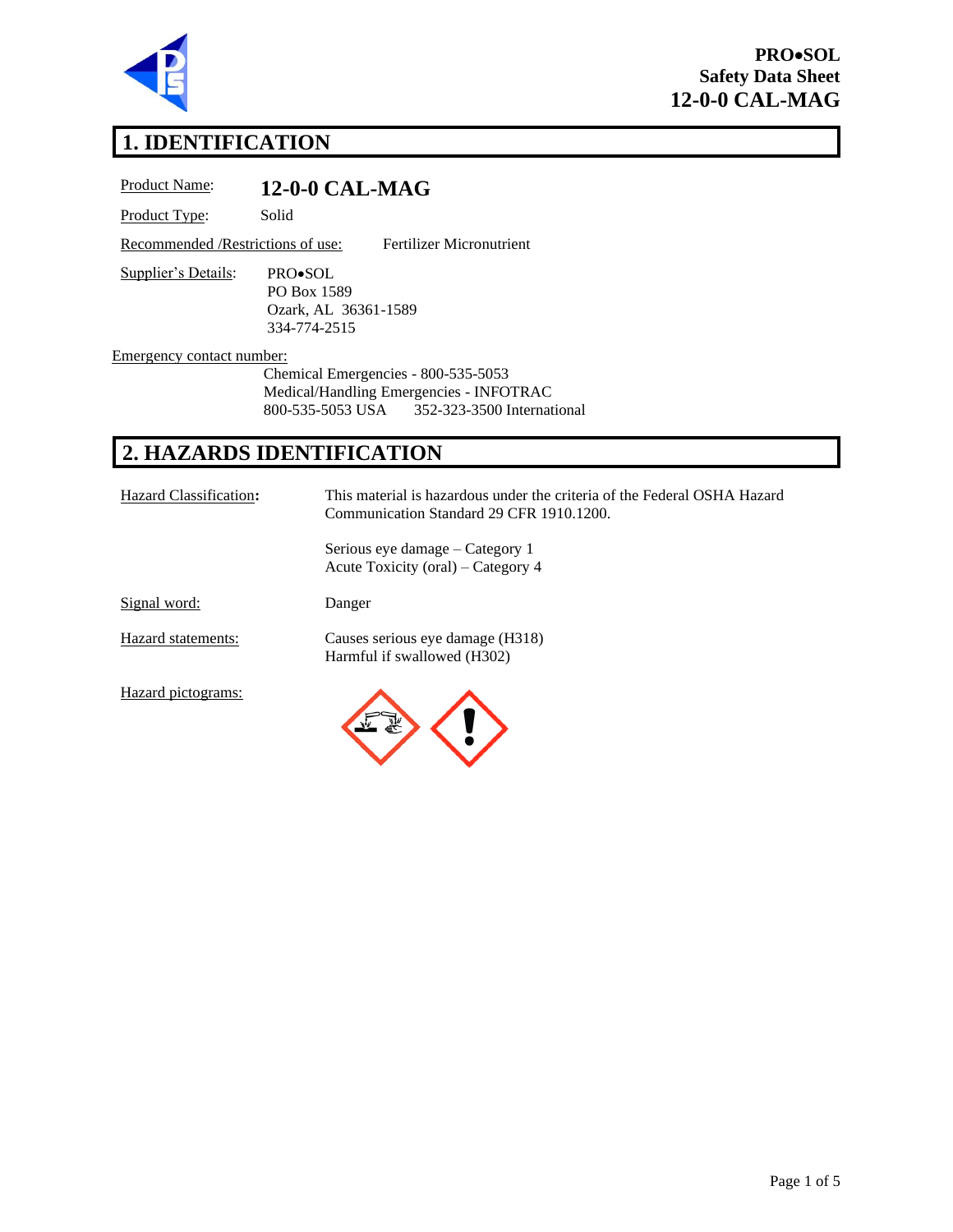**PRO•SOL**
**Safety Data Sheet**
**12-0-0 CAL-MAG**

# 1. IDENTIFICATION

Product Name: **12-0-0 CAL-MAG**

Product Type: Solid

Recommended /Restrictions of use: Fertilizer Micronutrient

Supplier's Details:
PRO•SOL
PO Box 1589
Ozark, AL 36361-1589
334-774-2515

Emergency contact number:
Chemical Emergencies - 800-535-5053
Medical/Handling Emergencies - INFOTRAC
800-535-5053 USA     352-323-3500 International

# 2. HAZARDS IDENTIFICATION

Hazard Classification**:** This material is hazardous under the criteria of the Federal OSHA Hazard Communication Standard 29 CFR 1910.1200.

Serious eye damage – Category 1
Acute Toxicity (oral) – Category 4

Signal word: Danger

Hazard statements:
Causes serious eye damage (H318)
Harmful if swallowed (H302)

Hazard pictograms: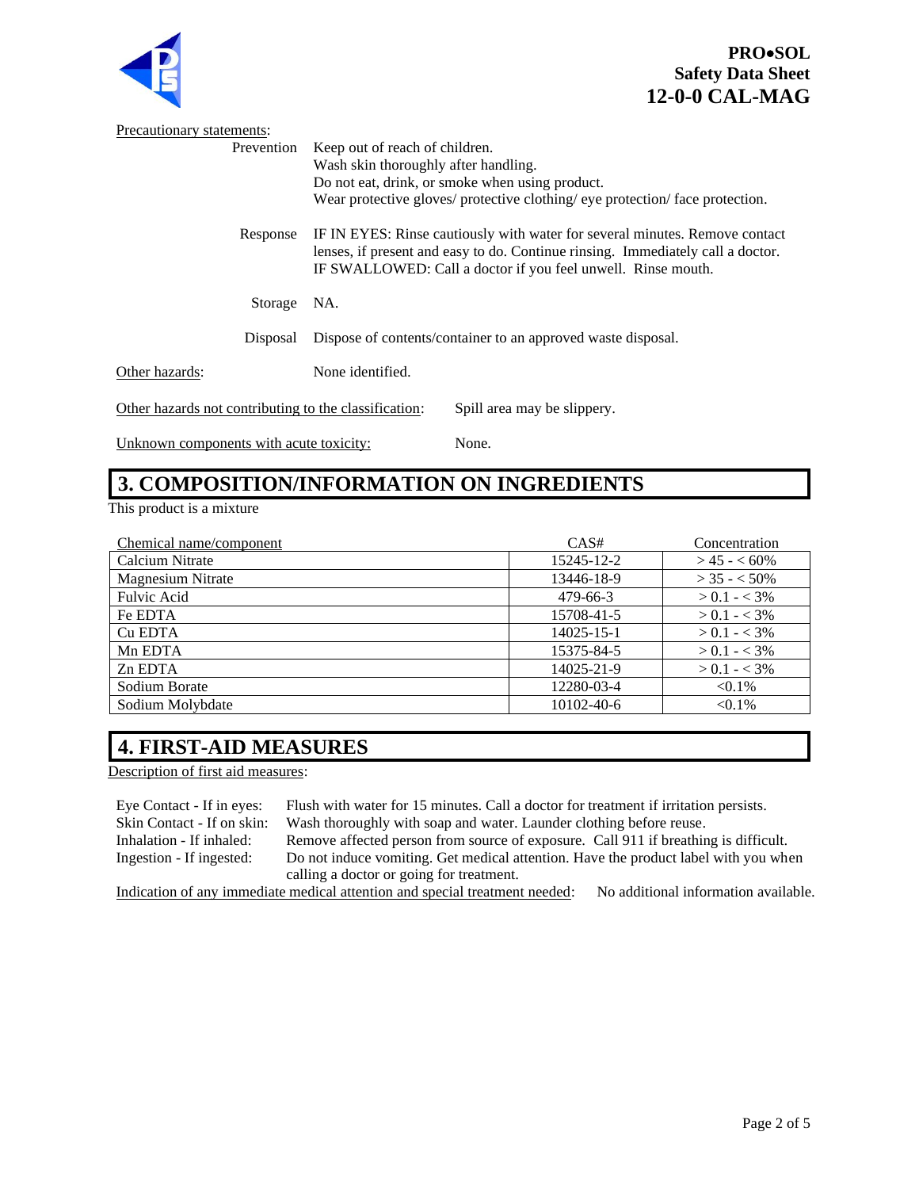Precautionary statements:

| | |
|---|---|
| Prevention | Keep out of reach of children.<br>Wash skin thoroughly after handling.<br>Do not eat, drink, or smoke when using product.<br>Wear protective gloves/ protective clothing/ eye protection/ face protection. |
| Response | IF IN EYES: Rinse cautiously with water for several minutes. Remove contact lenses, if present and easy to do. Continue rinsing. Immediately call a doctor.<br>IF SWALLOWED: Call a doctor if you feel unwell. Rinse mouth. |
| Storage | NA. |
| Disposal | Dispose of contents/container to an approved waste disposal. |

Other hazards: None identified.

Other hazards not contributing to the classification: Spill area may be slippery.

Unknown components with acute toxicity: None.

## 3. COMPOSITION/INFORMATION ON INGREDIENTS

This product is a mixture

| Chemical name/component | CAS# | Concentration |
|---|---|---|
| Calcium Nitrate | 15245-12-2 | > 45 - < 60% |
| Magnesium Nitrate | 13446-18-9 | > 35 - < 50% |
| Fulvic Acid | 479-66-3 | > 0.1 - < 3% |
| Fe EDTA | 15708-41-5 | > 0.1 - < 3% |
| Cu EDTA | 14025-15-1 | > 0.1 - < 3% |
| Mn EDTA | 15375-84-5 | > 0.1 - < 3% |
| Zn EDTA | 14025-21-9 | > 0.1 - < 3% |
| Sodium Borate | 12280-03-4 | <0.1% |
| Sodium Molybdate | 10102-40-6 | <0.1% |

## 4. FIRST-AID MEASURES

Description of first aid measures:

| | |
|---|---|
| Eye Contact - If in eyes: | Flush with water for 15 minutes. Call a doctor for treatment if irritation persists. |
| Skin Contact - If on skin: | Wash thoroughly with soap and water. Launder clothing before reuse. |
| Inhalation - If inhaled: | Remove affected person from source of exposure. Call 911 if breathing is difficult. |
| Ingestion - If ingested: | Do not induce vomiting. Get medical attention. Have the product label with you when calling a doctor or going for treatment. |

Indication of any immediate medical attention and special treatment needed: No additional information available.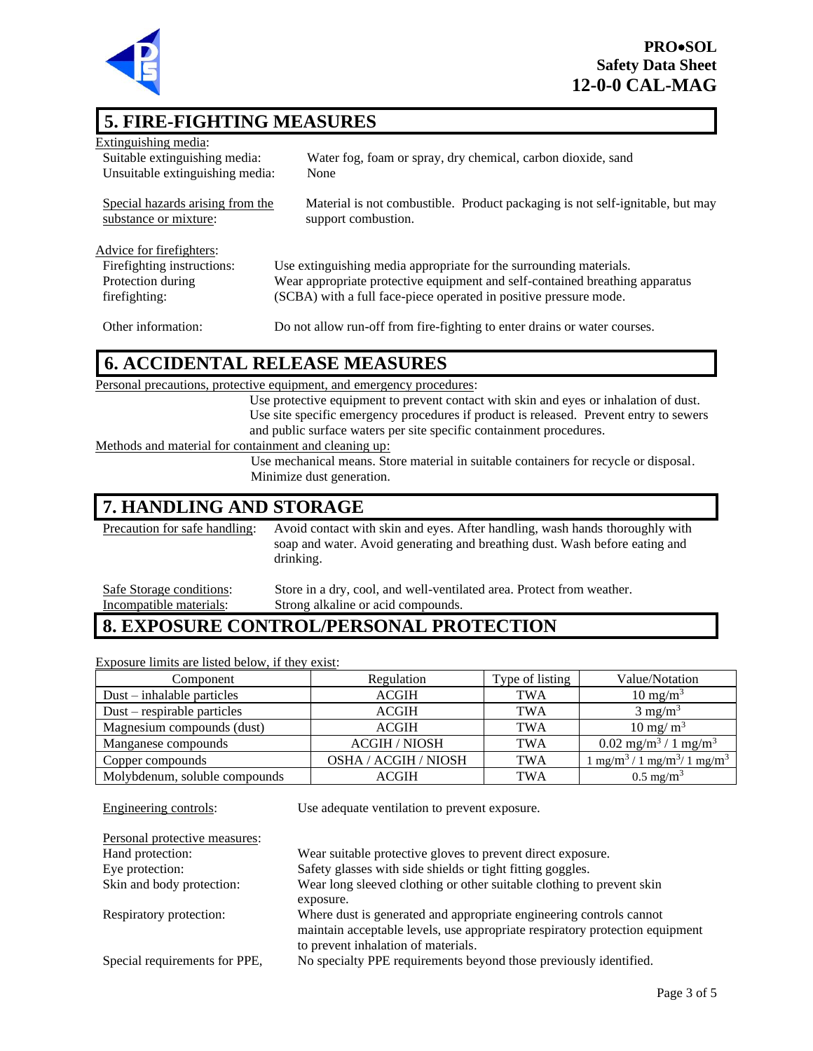## 5. FIRE-FIGHTING MEASURES

Extinguishing media:

Suitable extinguishing media: Water fog, foam or spray, dry chemical, carbon dioxide, sand

Unsuitable extinguishing media: None

Special hazards arising from the substance or mixture: Material is not combustible. Product packaging is not self-ignitable, but may support combustion.

Advice for firefighters:

Firefighting instructions: Use extinguishing media appropriate for the surrounding materials.

Protection during firefighting: Wear appropriate protective equipment and self-contained breathing apparatus (SCBA) with a full face-piece operated in positive pressure mode.

Other information: Do not allow run-off from fire-fighting to enter drains or water courses.

## 6. ACCIDENTAL RELEASE MEASURES

Personal precautions, protective equipment, and emergency procedures:

Use protective equipment to prevent contact with skin and eyes or inhalation of dust. Use site specific emergency procedures if product is released. Prevent entry to sewers and public surface waters per site specific containment procedures.

Methods and material for containment and cleaning up:

Use mechanical means. Store material in suitable containers for recycle or disposal. Minimize dust generation.

## 7. HANDLING AND STORAGE

Precaution for safe handling: Avoid contact with skin and eyes. After handling, wash hands thoroughly with soap and water. Avoid generating and breathing dust. Wash before eating and drinking.

Safe Storage conditions: Store in a dry, cool, and well-ventilated area. Protect from weather.

Incompatible materials: Strong alkaline or acid compounds.

## 8. EXPOSURE CONTROL/PERSONAL PROTECTION

Exposure limits are listed below, if they exist:

| Component | Regulation | Type of listing | Value/Notation |
|---|---|---|---|
| Dust – inhalable particles | ACGIH | TWA | 10 $mg/m^3$ |
| Dust – respirable particles | ACGIH | TWA | 3 $mg/m^3$ |
| Magnesium compounds (dust) | ACGIH | TWA | 10 $mg/m^3$ |
| Manganese compounds | ACGIH / NIOSH | TWA | 0.02 $mg/m^3$ / 1 $mg/m^3$ |
| Copper compounds | OSHA / ACGIH / NIOSH | TWA | 1 $mg/m^3$ / 1 $mg/m^3$/ 1 $mg/m^3$ |
| Molybdenum, soluble compounds | ACGIH | TWA | 0.5 $mg/m^3$ |

Engineering controls: Use adequate ventilation to prevent exposure.

Personal protective measures:

Hand protection: Wear suitable protective gloves to prevent direct exposure.

Eye protection: Safety glasses with side shields or tight fitting goggles.

Skin and body protection: Wear long sleeved clothing or other suitable clothing to prevent skin exposure.

Respiratory protection: Where dust is generated and appropriate engineering controls cannot maintain acceptable levels, use appropriate respiratory protection equipment to prevent inhalation of materials.

Special requirements for PPE, No specialty PPE requirements beyond those previously identified.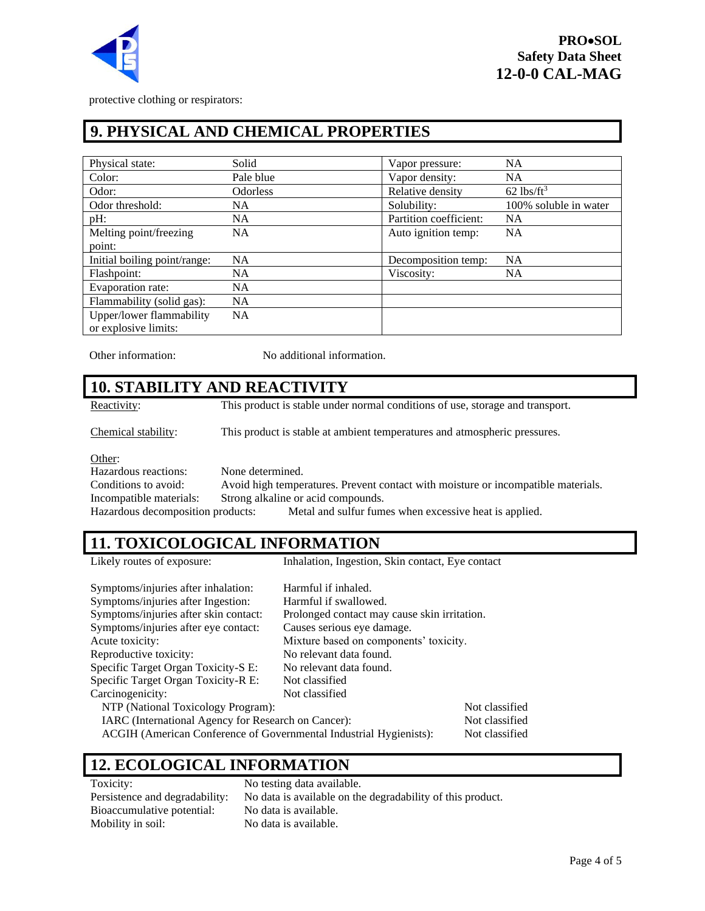protective clothing or respirators:

## 9. PHYSICAL AND CHEMICAL PROPERTIES

| | | | |
|---|---|---|---|
| Physical state: | Solid | Vapor pressure: | NA |
| Color: | Pale blue | Vapor density: | NA |
| Odor: | Odorless | Relative density | 62 $lbs/ft^3$ |
| Odor threshold: | NA | Solubility: | 100% soluble in water |
| pH: | NA | Partition coefficient: | NA |
| Melting point/freezing point: | NA | Auto ignition temp: | NA |
| Initial boiling point/range: | NA | Decomposition temp: | NA |
| Flashpoint: | NA | Viscosity: | NA |
| Evaporation rate: | NA | | |
| Flammability (solid gas): | NA | | |
| Upper/lower flammability or explosive limits: | NA | | |

Other information: No additional information.

## 10. STABILITY AND REACTIVITY

Reactivity: This product is stable under normal conditions of use, storage and transport.

Chemical stability: This product is stable at ambient temperatures and atmospheric pressures.

Other:
Hazardous reactions: None determined.
Conditions to avoid: Avoid high temperatures. Prevent contact with moisture or incompatible materials.
Incompatible materials: Strong alkaline or acid compounds.
Hazardous decomposition products: Metal and sulfur fumes when excessive heat is applied.

## 11. TOXICOLOGICAL INFORMATION

Likely routes of exposure: Inhalation, Ingestion, Skin contact, Eye contact

Symptoms/injuries after inhalation: Harmful if inhaled.
Symptoms/injuries after Ingestion: Harmful if swallowed.
Symptoms/injuries after skin contact: Prolonged contact may cause skin irritation.
Symptoms/injuries after eye contact: Causes serious eye damage.
Acute toxicity: Mixture based on components' toxicity.
Reproductive toxicity: No relevant data found.
Specific Target Organ Toxicity-S E: No relevant data found.
Specific Target Organ Toxicity-R E: Not classified
Carcinogenicity: Not classified
NTP (National Toxicology Program): Not classified
IARC (International Agency for Research on Cancer): Not classified
ACGIH (American Conference of Governmental Industrial Hygienists): Not classified

## 12. ECOLOGICAL INFORMATION

Toxicity: No testing data available.
Persistence and degradability: No data is available on the degradability of this product.
Bioaccumulative potential: No data is available.
Mobility in soil: No data is available.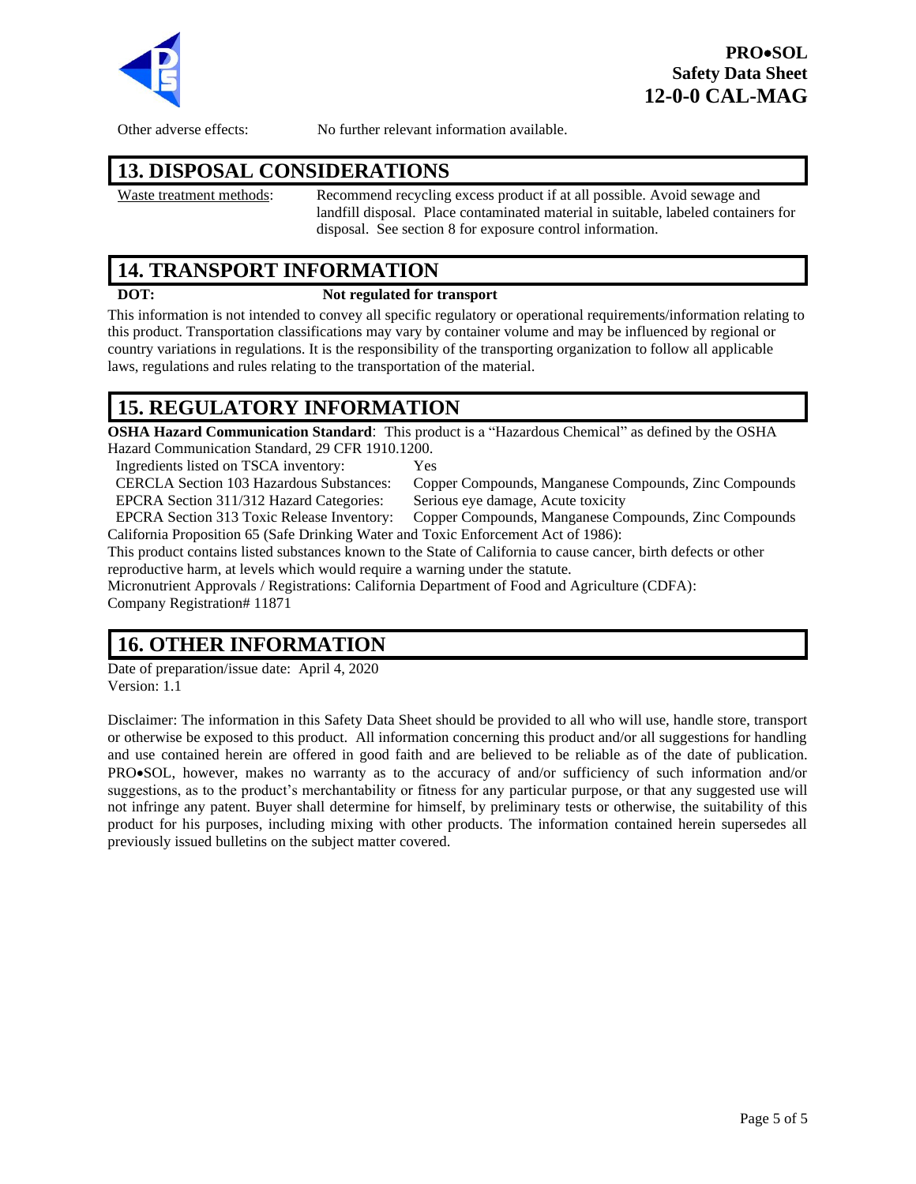Other adverse effects: No further relevant information available.

## 13. DISPOSAL CONSIDERATIONS

Waste treatment methods: Recommend recycling excess product if at all possible. Avoid sewage and landfill disposal. Place contaminated material in suitable, labeled containers for disposal. See section 8 for exposure control information.

## 14. TRANSPORT INFORMATION

**DOT:** **Not regulated for transport**

This information is not intended to convey all specific regulatory or operational requirements/information relating to this product. Transportation classifications may vary by container volume and may be influenced by regional or country variations in regulations. It is the responsibility of the transporting organization to follow all applicable laws, regulations and rules relating to the transportation of the material.

## 15. REGULATORY INFORMATION

**OSHA Hazard Communication Standard**: This product is a "Hazardous Chemical" as defined by the OSHA Hazard Communication Standard, 29 CFR 1910.1200.

| | |
|---|---|
| Ingredients listed on TSCA inventory: | Yes |
| CERCLA Section 103 Hazardous Substances: | Copper Compounds, Manganese Compounds, Zinc Compounds |
| EPCRA Section 311/312 Hazard Categories: | Serious eye damage, Acute toxicity |
| EPCRA Section 313 Toxic Release Inventory: | Copper Compounds, Manganese Compounds, Zinc Compounds |

California Proposition 65 (Safe Drinking Water and Toxic Enforcement Act of 1986):
This product contains listed substances known to the State of California to cause cancer, birth defects or other reproductive harm, at levels which would require a warning under the statute.
Micronutrient Approvals / Registrations: California Department of Food and Agriculture (CDFA): Company Registration# 11871

## 16. OTHER INFORMATION

Date of preparation/issue date: April 4, 2020
Version: 1.1

Disclaimer: The information in this Safety Data Sheet should be provided to all who will use, handle store, transport or otherwise be exposed to this product. All information concerning this product and/or all suggestions for handling and use contained herein are offered in good faith and are believed to be reliable as of the date of publication. PRO•SOL, however, makes no warranty as to the accuracy of and/or sufficiency of such information and/or suggestions, as to the product's merchantability or fitness for any particular purpose, or that any suggested use will not infringe any patent. Buyer shall determine for himself, by preliminary tests or otherwise, the suitability of this product for his purposes, including mixing with other products. The information contained herein supersedes all previously issued bulletins on the subject matter covered.